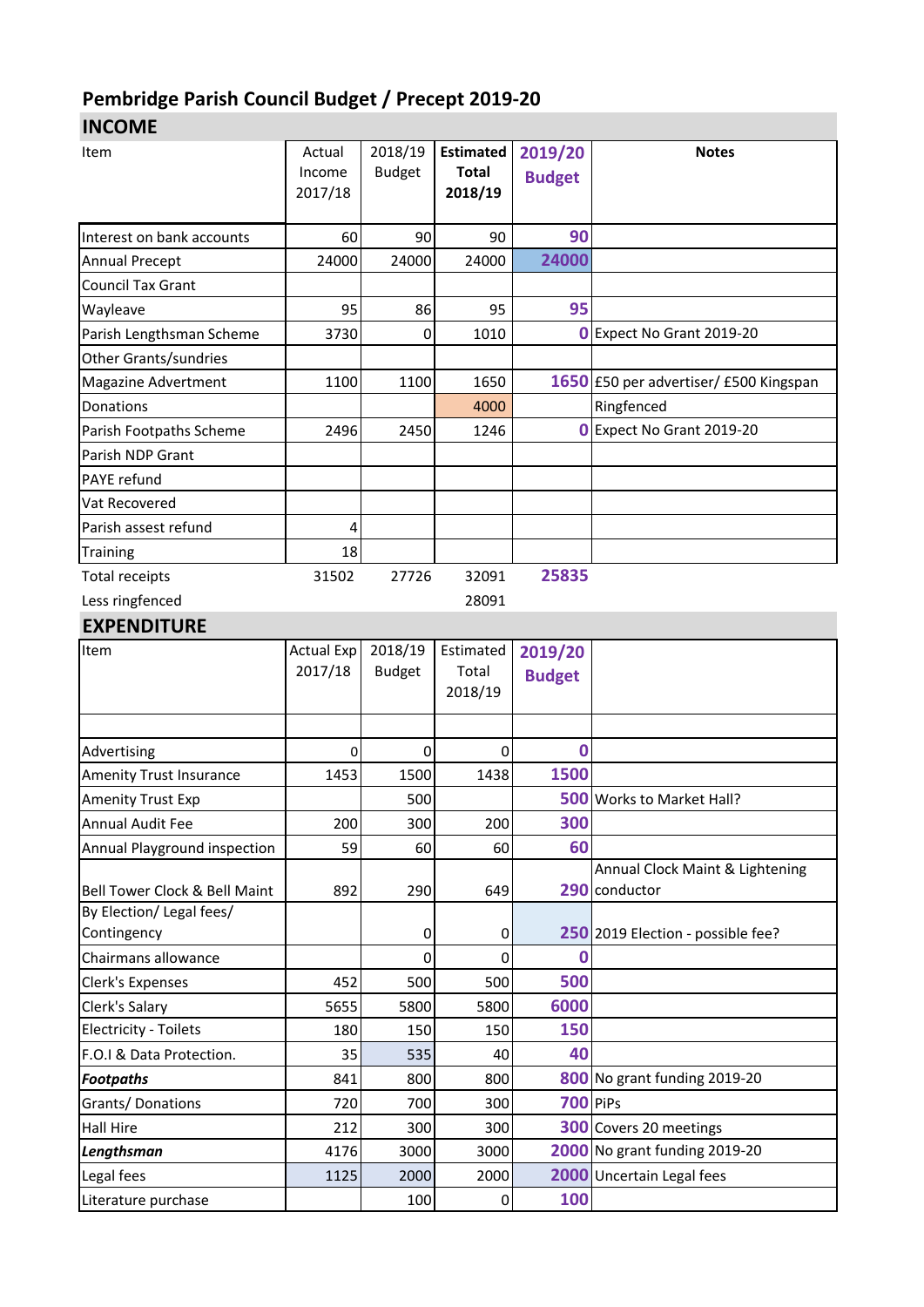# Pembridge Parish Council Budget / Precept 2019-20

## INCOME

| Item | Actual Income 2017/18 | 2018/19 Budget | **Estimated Total 2018/19** | **2019/20 Budget** | **Notes** |
|---|---|---|---|---|---|
| Interest on bank accounts | 60 | 90 | 90 | **90** | |
| Annual Precept | 24000 | 24000 | 24000 | **24000** | |
| Council Tax Grant | | | | | |
| Wayleave | 95 | 86 | 95 | **95** | |
| Parish Lengthsman Scheme | 3730 | 0 | 1010 | **0** | Expect No Grant 2019-20 |
| Other Grants/sundries | | | | | |
| Magazine Advertment | 1100 | 1100 | 1650 | **1650** | £50 per advertiser/ £500 Kingspan |
| Donations | | | 4000 | | Ringfenced |
| Parish Footpaths Scheme | 2496 | 2450 | 1246 | **0** | Expect No Grant 2019-20 |
| Parish NDP Grant | | | | | |
| PAYE refund | | | | | |
| Vat Recovered | | | | | |
| Parish assest refund | 4 | | | | |
| Training | 18 | | | | |
| Total receipts | 31502 | 27726 | 32091 | **25835** | |
| Less ringfenced | | | 28091 | | |

## EXPENDITURE

| Item | Actual Exp 2017/18 | 2018/19 Budget | Estimated Total 2018/19 | **2019/20 Budget** | |
|---|---|---|---|---|---|
| | | | | | |
| Advertising | 0 | 0 | 0 | **0** | |
| Amenity Trust Insurance | 1453 | 1500 | 1438 | **1500** | |
| Amenity Trust Exp | | 500 | | **500** | Works to Market Hall? |
| Annual Audit Fee | 200 | 300 | 200 | **300** | |
| Annual Playground inspection | 59 | 60 | 60 | **60** | |
| Bell Tower Clock & Bell Maint | 892 | 290 | 649 | **290** | Annual Clock Maint & Lightening conductor |
| By Election/ Legal fees/ Contingency | | 0 | 0 | **250** | 2019 Election - possible fee? |
| Chairmans allowance | | 0 | 0 | **0** | |
| Clerk's Expenses | 452 | 500 | 500 | **500** | |
| Clerk's Salary | 5655 | 5800 | 5800 | **6000** | |
| Electricity - Toilets | 180 | 150 | 150 | **150** | |
| F.O.I & Data Protection. | 35 | 535 | 40 | **40** | |
| ***Footpaths*** | 841 | 800 | 800 | **800** | No grant funding 2019-20 |
| Grants/ Donations | 720 | 700 | 300 | **700** | PiPs |
| Hall Hire | 212 | 300 | 300 | **300** | Covers 20 meetings |
| ***Lengthsman*** | 4176 | 3000 | 3000 | **2000** | No grant funding 2019-20 |
| Legal fees | 1125 | 2000 | 2000 | **2000** | Uncertain Legal fees |
| Literature purchase | | 100 | 0 | **100** | |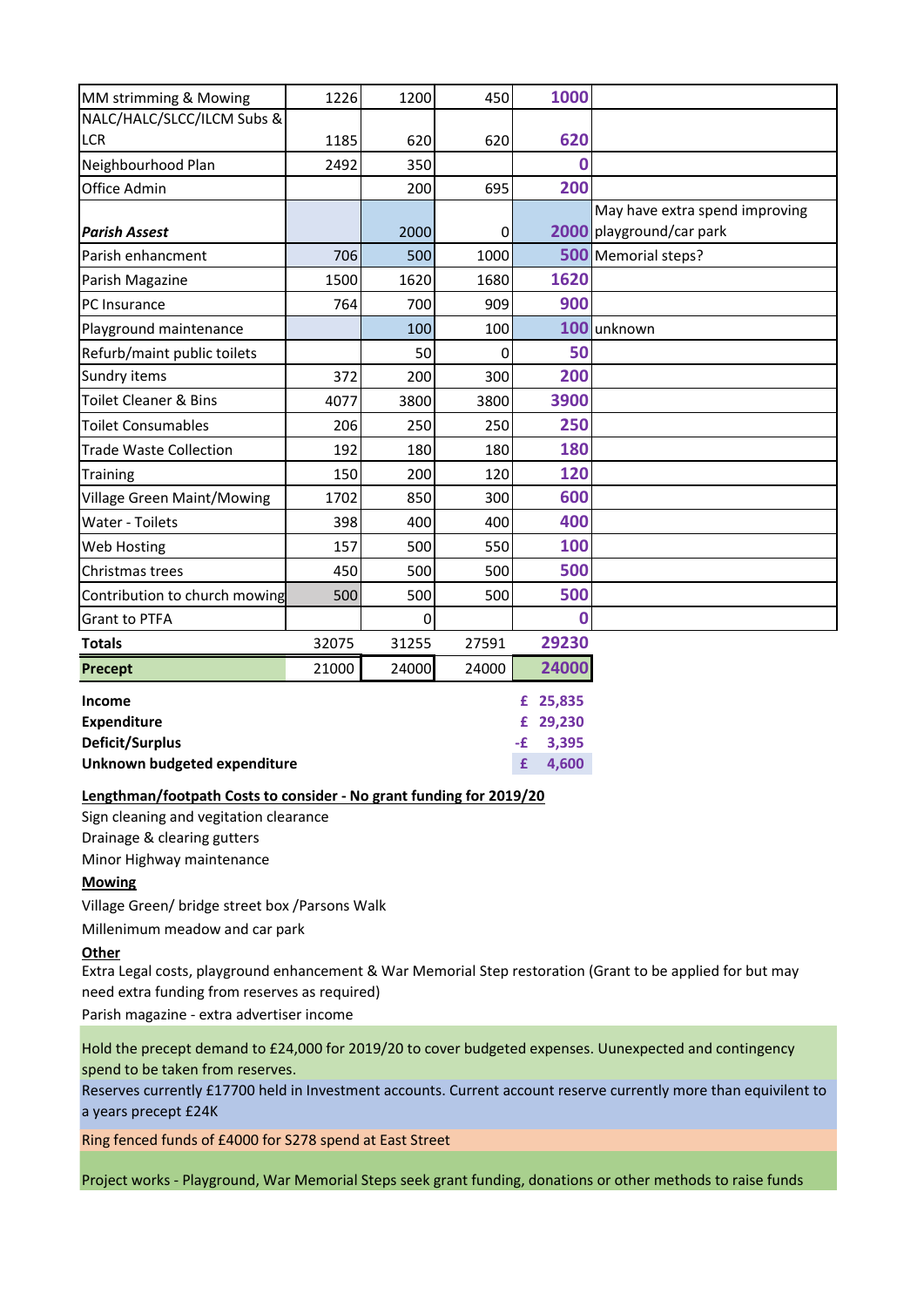| | | | | | |
|---|---|---|---|---|---|
| MM strimming & Mowing | 1226 | 1200 | 450 | **1000** | |
| NALC/HALC/SLCC/ILCM Subs & LCR | 1185 | 620 | 620 | **620** | |
| Neighbourhood Plan | 2492 | 350 | | **0** | |
| Office Admin | | 200 | 695 | **200** | |
| ***Parish Assest*** | | 2000 | 0 | **2000** | May have extra spend improving playground/car park |
| Parish enhancment | 706 | 500 | 1000 | **500** | Memorial steps? |
| Parish Magazine | 1500 | 1620 | 1680 | **1620** | |
| PC Insurance | 764 | 700 | 909 | **900** | |
| Playground maintenance | | 100 | 100 | **100** | unknown |
| Refurb/maint public toilets | | 50 | 0 | **50** | |
| Sundry items | 372 | 200 | 300 | **200** | |
| Toilet Cleaner & Bins | 4077 | 3800 | 3800 | **3900** | |
| Toilet Consumables | 206 | 250 | 250 | **250** | |
| Trade Waste Collection | 192 | 180 | 180 | **180** | |
| Training | 150 | 200 | 120 | **120** | |
| Village Green Maint/Mowing | 1702 | 850 | 300 | **600** | |
| Water - Toilets | 398 | 400 | 400 | **400** | |
| Web Hosting | 157 | 500 | 550 | **100** | |
| Christmas trees | 450 | 500 | 500 | **500** | |
| Contribution to church mowing | 500 | 500 | 500 | **500** | |
| Grant to PTFA | | 0 | | **0** | |
| **Totals** | 32075 | 31255 | 27591 | **29230** | |
| **Precept** | 21000 | 24000 | 24000 | **24000** | |

| | |
|---|---|
| **Income** | **£ 25,835** |
| **Expenditure** | **£ 29,230** |
| **Deficit/Surplus** | **-£ 3,395** |
| **Unknown budgeted expenditure** | **£ 4,600** |

**Lengthman/footpath Costs to consider - No grant funding for 2019/20**

Sign cleaning and vegitation clearance

Drainage & clearing gutters

Minor Highway maintenance

**Mowing**

Village Green/ bridge street box /Parsons Walk

Millenimum meadow and car park

**Other**

Extra Legal costs, playground enhancement & War Memorial Step restoration (Grant to be applied for but may need extra funding from reserves as required)

Parish magazine - extra advertiser income

Hold the precept down to £24,000 for 2019/20 to cover budgeted expenses. Uunexpected and contingency spend to be taken from reserves.

Reserves currently £17700 held in Investment accounts. Current account reserve currently more than equivilent to a years precept £24K

Ring fenced funds of £4000 for S278 spend at East Street

Project works - Playground, War Memorial Steps seek grant funding, donations or other methods to raise funds